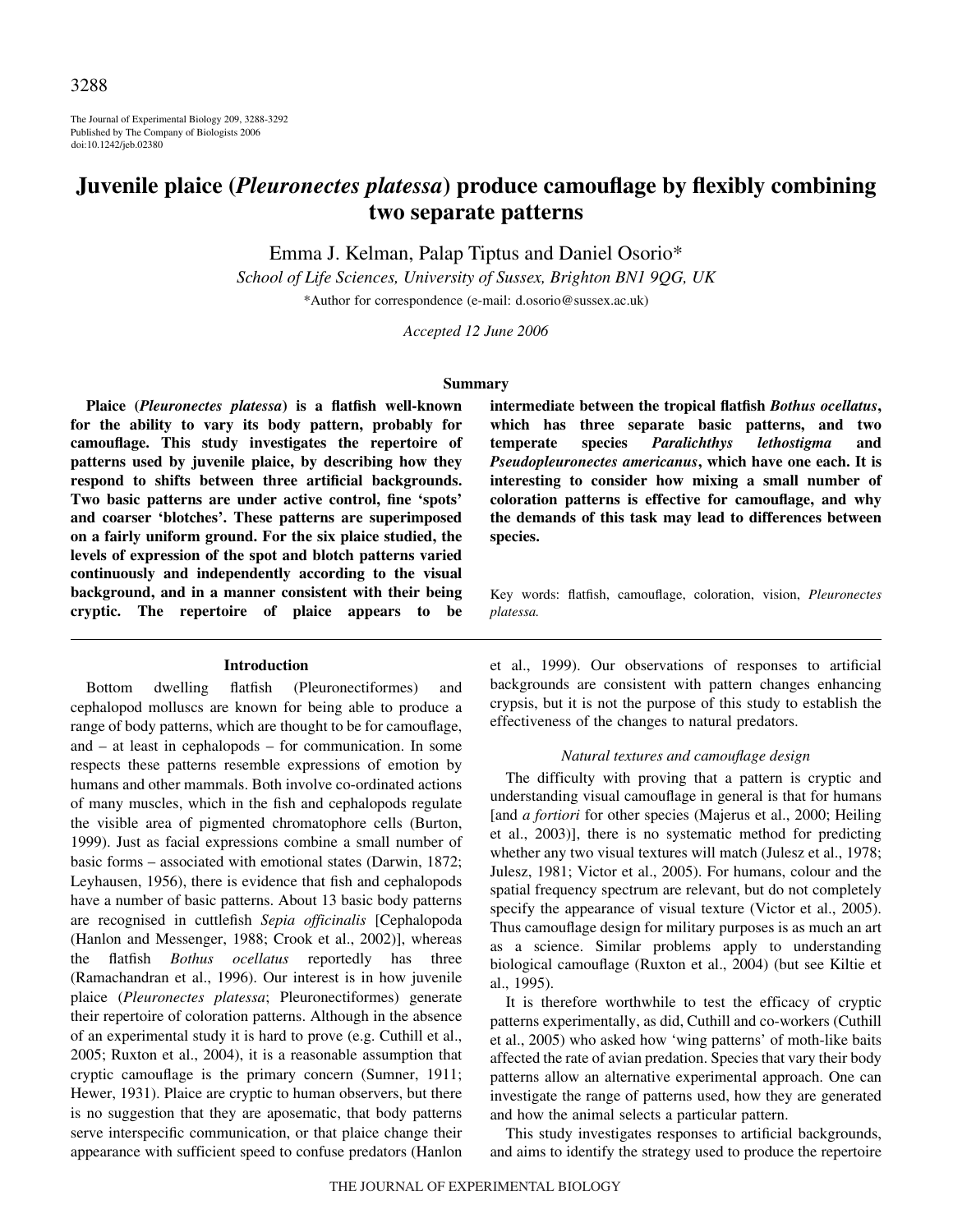# Juvenile plaice (*Pleuronectes platessa*) produce camouflage by flexibly combining two separate patterns

Emma J. Kelman, Palap Tiptus and Daniel Osorio*

*School of Life Sciences, University of Sussex, Brighton BN1 9QG, UK*

*Author for correspondence (e-mail: d.osorio@sussex.ac.uk)

*Accepted 12 June 2006*

## Summary

**Plaice (*Pleuronectes platessa*) is a flatfish well-known for the ability to vary its body pattern, probably for camouflage. This study investigates the repertoire of patterns used by juvenile plaice, by describing how they respond to shifts between three artificial backgrounds. Two basic patterns are under active control, fine 'spots' and coarser 'blotches'. These patterns are superimposed on a fairly uniform ground. For the six plaice studied, the levels of expression of the spot and blotch patterns varied continuously and independently according to the visual background, and in a manner consistent with their being cryptic. The repertoire of plaice appears to be intermediate between the tropical flatfish *Bothus ocellatus*, which has three separate basic patterns, and two temperate species *Paralichthys lethostigma* and *Pseudopleuronectes americanus*, which have one each. It is interesting to consider how mixing a small number of coloration patterns is effective for camouflage, and why the demands of this task may lead to differences between species.**

Key words: flatfish, camouflage, coloration, vision, *Pleuronectes platessa.*

## Introduction

Bottom dwelling flatfish (Pleuronectiformes) and cephalopod molluscs are known for being able to produce a range of body patterns, which are thought to be for camouflage, and – at least in cephalopods – for communication. In some respects these patterns resemble expressions of emotion by humans and other mammals. Both involve co-ordinated actions of many muscles, which in the fish and cephalopods regulate the visible area of pigmented chromatophore cells (Burton, 1999). Just as facial expressions combine a small number of basic forms – associated with emotional states (Darwin, 1872; Leyhausen, 1956), there is evidence that fish and cephalopods have a number of basic patterns. About 13 basic body patterns are recognised in cuttlefish *Sepia officinalis* [Cephalopoda (Hanlon and Messenger, 1988; Crook et al., 2002)], whereas the flatfish *Bothus ocellatus* reportedly has three (Ramachandran et al., 1996). Our interest is in how juvenile plaice (*Pleuronectes platessa*; Pleuronectiformes) generate their repertoire of coloration patterns. Although in the absence of an experimental study it is hard to prove (e.g. Cuthill et al., 2005; Ruxton et al., 2004), it is a reasonable assumption that cryptic camouflage is the primary concern (Sumner, 1911; Hewer, 1931). Plaice are cryptic to human observers, but there is no suggestion that they are aposematic, that body patterns serve interspecific communication, or that plaice change their appearance with sufficient speed to confuse predators (Hanlon et al., 1999). Our observations of responses to artificial backgrounds are consistent with pattern changes enhancing crypsis, but it is not the purpose of this study to establish the effectiveness of the changes to natural predators.

### *Natural textures and camouflage design*

The difficulty with proving that a pattern is cryptic and understanding visual camouflage in general is that for humans [and *a fortiori* for other species (Majerus et al., 2000; Heiling et al., 2003)], there is no systematic method for predicting whether any two visual textures will match (Julesz et al., 1978; Julesz, 1981; Victor et al., 2005). For humans, colour and the spatial frequency spectrum are relevant, but do not completely specify the appearance of visual texture (Victor et al., 2005). Thus camouflage design for military purposes is as much an art as a science. Similar problems apply to understanding biological camouflage (Ruxton et al., 2004) (but see Kiltie et al., 1995).

It is therefore worthwhile to test the efficacy of cryptic patterns experimentally, as did, Cuthill and co-workers (Cuthill et al., 2005) who asked how 'wing patterns' of moth-like baits affected the rate of avian predation. Species that vary their body patterns allow an alternative experimental approach. One can investigate the range of patterns used, how they are generated and how the animal selects a particular pattern.

This study investigates responses to artificial backgrounds, and aims to identify the strategy used to produce the repertoire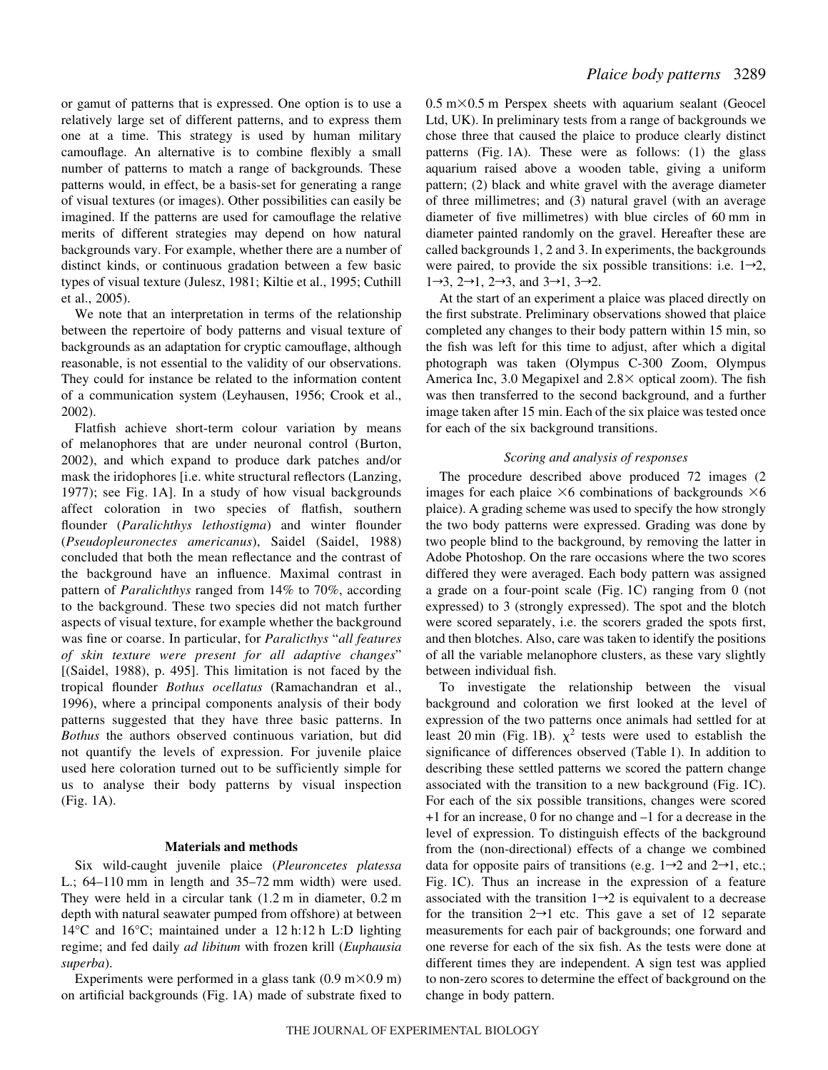or gamut of patterns that is expressed. One option is to use a relatively large set of different patterns, and to express them one at a time. This strategy is used by human military camouflage. An alternative is to combine flexibly a small number of patterns to match a range of backgrounds. These patterns would, in effect, be a basis-set for generating a range of visual textures (or images). Other possibilities can easily be imagined. If the patterns are used for camouflage the relative merits of different strategies may depend on how natural backgrounds vary. For example, whether there are a number of distinct kinds, or continuous gradation between a few basic types of visual texture (Julesz, 1981; Kiltie et al., 1995; Cuthill et al., 2005).

We note that an interpretation in terms of the relationship between the repertoire of body patterns and visual texture of backgrounds as an adaptation for cryptic camouflage, although reasonable, is not essential to the validity of our observations. They could for instance be related to the information content of a communication system (Leyhausen, 1956; Crook et al., 2002).

Flatfish achieve short-term colour variation by means of melanophores that are under neuronal control (Burton, 2002), and which expand to produce dark patches and/or mask the iridophores [i.e. white structural reflectors (Lanzing, 1977); see Fig. 1A]. In a study of how visual backgrounds affect coloration in two species of flatfish, southern flounder (*Paralichthys lethostigma*) and winter flounder (*Pseudopleuronectes americanus*), Saidel (Saidel, 1988) concluded that both the mean reflectance and the contrast of the background have an influence. Maximal contrast in pattern of *Paralichthys* ranged from 14% to 70%, according to the background. These two species did not match further aspects of visual texture, for example whether the background was fine or coarse. In particular, for *Paralicthys* "*all features of skin texture were present for all adaptive changes*" [(Saidel, 1988), p. 495]. This limitation is not faced by the tropical flounder *Bothus ocellatus* (Ramachandran et al., 1996), where a principal components analysis of their body patterns suggested that they have three basic patterns. In *Bothus* the authors observed continuous variation, but did not quantify the levels of expression. For juvenile plaice used here coloration turned out to be sufficiently simple for us to analyse their body patterns by visual inspection (Fig. 1A).

## Materials and methods

Six wild-caught juvenile plaice (*Pleuroncetes platessa* L.; 64–110 mm in length and 35–72 mm width) were used. They were held in a circular tank (1.2 m in diameter, 0.2 m depth with natural seawater pumped from offshore) at between 14°C and 16°C; maintained under a 12 h:12 h L:D lighting regime; and fed daily *ad libitum* with frozen krill (*Euphausia superba*).

Experiments were performed in a glass tank (0.9 m×0.9 m) on artificial backgrounds (Fig. 1A) made of substrate fixed to 0.5 m×0.5 m Perspex sheets with aquarium sealant (Geocel Ltd, UK). In preliminary tests from a range of backgrounds we chose three that caused the plaice to produce clearly distinct patterns (Fig. 1A). These were as follows: (1) the glass aquarium raised above a wooden table, giving a uniform pattern; (2) black and white gravel with the average diameter of three millimetres; and (3) natural gravel (with an average diameter of five millimetres) with blue circles of 60 mm in diameter painted randomly on the gravel. Hereafter these are called backgrounds 1, 2 and 3. In experiments, the backgrounds were paired, to provide the six possible transitions: i.e. 1→2, 1→3, 2→1, 2→3, and 3→1, 3→2.

At the start of an experiment a plaice was placed directly on the first substrate. Preliminary observations showed that plaice completed any changes to their body pattern within 15 min, so the fish was left for this time to adjust, after which a digital photograph was taken (Olympus C-300 Zoom, Olympus America Inc, 3.0 Megapixel and 2.8× optical zoom). The fish was then transferred to the second background, and a further image taken after 15 min. Each of the six plaice was tested once for each of the six background transitions.

### *Scoring and analysis of responses*

The procedure described above produced 72 images (2 images for each plaice ×6 combinations of backgrounds ×6 plaice). A grading scheme was used to specify the how strongly the two body patterns were expressed. Grading was done by two people blind to the background, by removing the latter in Adobe Photoshop. On the rare occasions where the two scores differed they were averaged. Each body pattern was assigned a grade on a four-point scale (Fig. 1C) ranging from 0 (not expressed) to 3 (strongly expressed). The spot and the blotch were scored separately, i.e. the scorers graded the spots first, and then blotches. Also, care was taken to identify the positions of all the variable melanophore clusters, as these vary slightly between individual fish.

To investigate the relationship between the visual background and coloration we first looked at the level of expression of the two patterns once animals had settled for at least 20 min (Fig. 1B). $\chi^2$ tests were used to establish the significance of differences observed (Table 1). In addition to describing these settled patterns we scored the pattern change associated with the transition to a new background (Fig. 1C). For each of the six possible transitions, changes were scored +1 for an increase, 0 for no change and –1 for a decrease in the level of expression. To distinguish effects of the background from the (non-directional) effects of a change we combined data for opposite pairs of transitions (e.g. 1→2 and 2→1, etc.; Fig. 1C). Thus an increase in the expression of a feature associated with the transition 1→2 is equivalent to a decrease for the transition 2→1 etc. This gave a set of 12 separate measurements for each pair of backgrounds; one forward and one reverse for each of the six fish. As the tests were done at different times they are independent. A sign test was applied to non-zero scores to determine the effect of background on the change in body pattern.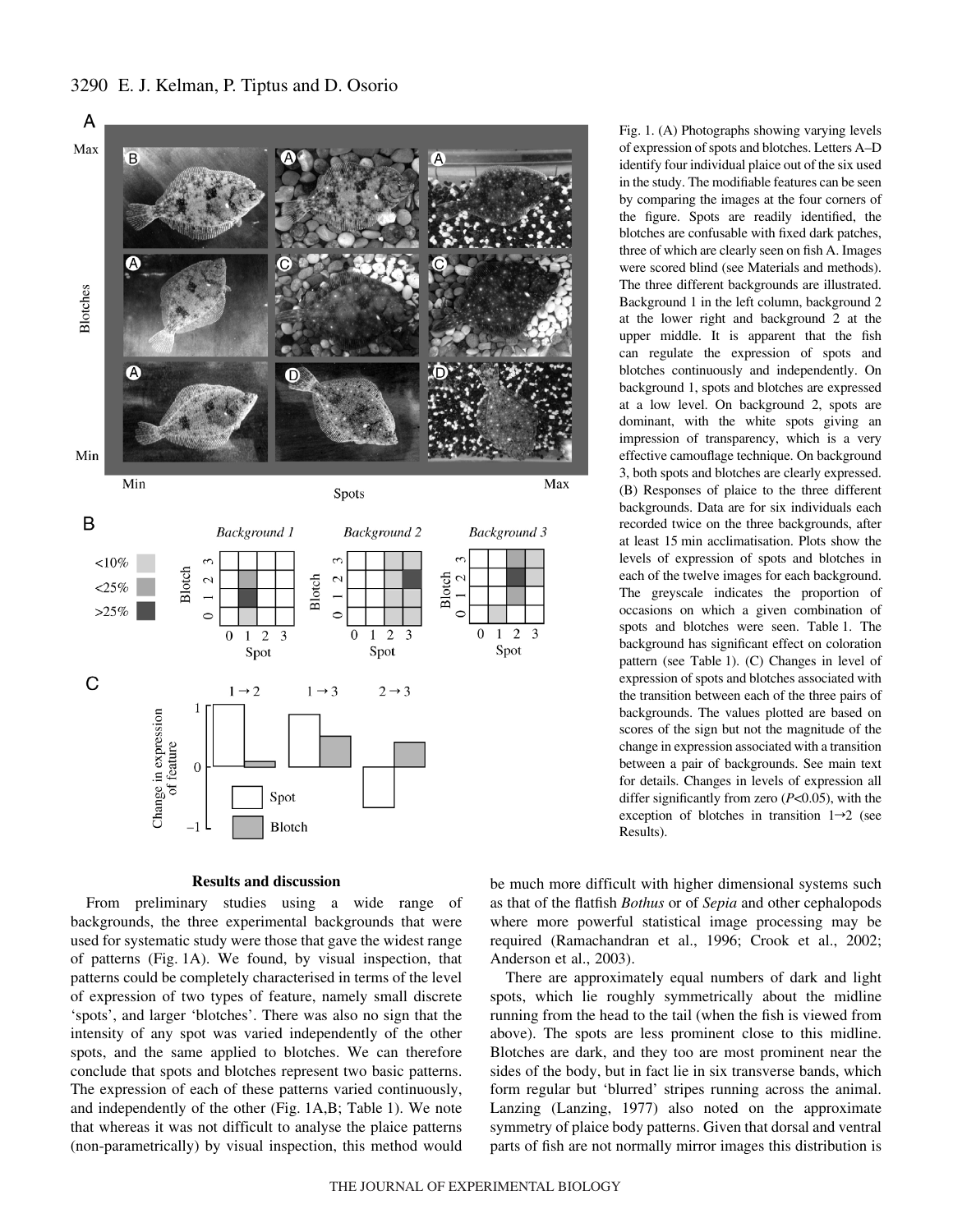Fig. 1. (A) Photographs showing varying levels of expression of spots and blotches. Letters A–D identify four individual plaice out of the six used in the study. The modifiable features can be seen by comparing the images at the four corners of the figure. Spots are readily identified, the blotches are confusable with fixed dark patches, three of which are clearly seen on fish A. Images were scored blind (see Materials and methods). The three different backgrounds are illustrated. Background 1 in the left column, background 2 at the lower right and background 2 at the upper middle. It is apparent that the fish can regulate the expression of spots and blotches continuously and independently. On background 1, spots and blotches are expressed at a low level. On background 2, spots are dominant, with the white spots giving an impression of transparency, which is a very effective camouflage technique. On background 3, both spots and blotches are clearly expressed. (B) Responses of plaice to the three different backgrounds. Data are for six individuals each recorded twice on the three backgrounds, after at least 15 min acclimatisation. Plots show the levels of expression of spots and blotches in each of the twelve images for each background. The greyscale indicates the proportion of occasions on which a given combination of spots and blotches were seen. Table 1. The background has significant effect on coloration pattern (see Table 1). (C) Changes in level of expression of spots and blotches associated with the transition between each of the three pairs of backgrounds. The values plotted are based on scores of the sign but not the magnitude of the change in expression associated with a transition between a pair of backgrounds. See main text for details. Changes in levels of expression all differ significantly from zero ($P$<0.05), with the exception of blotches in transition 1→2 (see Results).

### Results and discussion

From preliminary studies using a wide range of backgrounds, the three experimental backgrounds that were used for systematic study were those that gave the widest range of patterns (Fig. 1A). We found, by visual inspection, that patterns could be completely characterised in terms of the level of expression of two types of feature, namely small discrete 'spots', and larger 'blotches'. There was also no sign that the intensity of any spot was varied independently of the other spots, and the same applied to blotches. We can therefore conclude that spots and blotches represent two basic patterns. The expression of each of these patterns varied continuously, and independently of the other (Fig. 1A,B; Table 1). We note that whereas it was not difficult to analyse the plaice patterns (non-parametrically) by visual inspection, this method would be much more difficult with higher dimensional systems such as that of the flatfish *Bothus* or of *Sepia* and other cephalopods where more powerful statistical image processing may be required (Ramachandran et al., 1996; Crook et al., 2002; Anderson et al., 2003).

There are approximately equal numbers of dark and light spots, which lie roughly symmetrically about the midline running from the head to the tail (when the fish is viewed from above). The spots are less prominent close to this midline. Blotches are dark, and they too are most prominent near the sides of the body, but in fact lie in six transverse bands, which form regular but 'blurred' stripes running across the animal. Lanzing (Lanzing, 1977) also noted on the approximate symmetry of plaice body patterns. Given that dorsal and ventral parts of fish are not normally mirror images this distribution is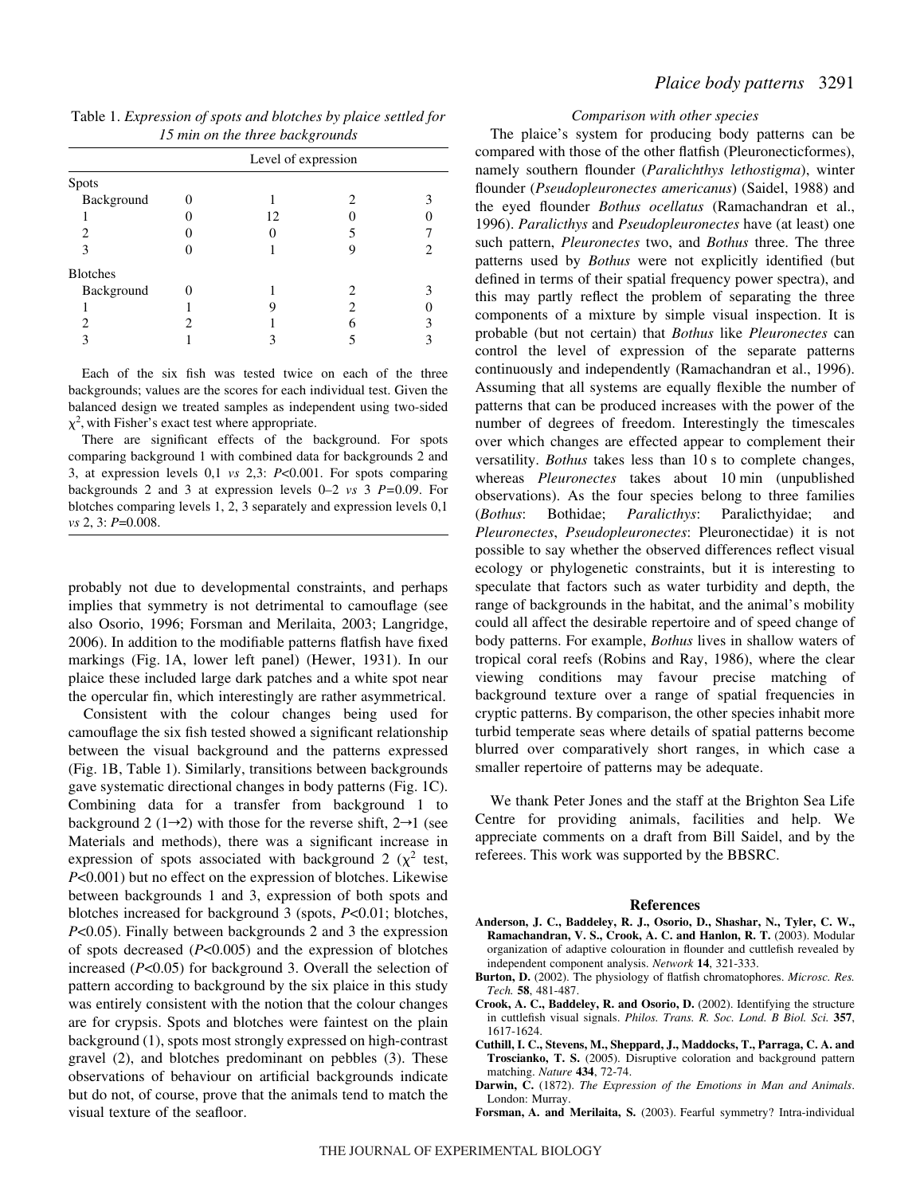Table 1. *Expression of spots and blotches by plaice settled for 15 min on the three backgrounds*

| | Level of expression | | | |
|---|---|---|---|---|
| **Spots** | | | | |
| Background | 0 | 1 | 2 | 3 |
| 1 | 0 | 12 | 0 | 0 |
| 2 | 0 | 0 | 5 | 7 |
| 3 | 0 | 1 | 9 | 2 |
| **Blotches** | | | | |
| Background | 0 | 1 | 2 | 3 |
| 1 | 1 | 9 | 2 | 0 |
| 2 | 2 | 1 | 6 | 3 |
| 3 | 1 | 3 | 5 | 3 |

Each of the six fish was tested twice on each of the three backgrounds; values are the scores for each individual test. Given the balanced design we treated samples as independent using two-sided $\chi^2$, with Fisher's exact test where appropriate.

There are significant effects of the background. For spots comparing background 1 with combined data for backgrounds 2 and 3, at expression levels 0,1 *vs* 2,3: $P<0.001$. For spots comparing backgrounds 2 and 3 at expression levels 0–2 *vs* 3 $P=0.09$. For blotches comparing levels 1, 2, 3 separately and expression levels 0,1 *vs* 2, 3: $P=0.008$.

probably not due to developmental constraints, and perhaps implies that symmetry is not detrimental to camouflage (see also Osorio, 1996; Forsman and Merilaita, 2003; Langridge, 2006). In addition to the modifiable patterns flatfish have fixed markings (Fig. 1A, lower left panel) (Hewer, 1931). In our plaice these included large dark patches and a white spot near the opercular fin, which interestingly are rather asymmetrical.

Consistent with the colour changes being used for camouflage the six fish tested showed a significant relationship between the visual background and the patterns expressed (Fig. 1B, Table 1). Similarly, transitions between backgrounds gave systematic directional changes in body patterns (Fig. 1C). Combining data for a transfer from background 1 to background 2 (1→2) with those for the reverse shift, 2→1 (see Materials and methods), there was a significant increase in expression of spots associated with background 2 ($\chi^2$ test, $P<0.001$) but no effect on the expression of blotches. Likewise between backgrounds 1 and 3, expression of both spots and blotches increased for background 3 (spots, $P<0.01$; blotches, $P<0.05$). Finally between backgrounds 2 and 3 the expression of spots decreased ($P<0.005$) and the expression of blotches increased ($P<0.05$) for background 3. Overall the selection of pattern according to background by the six plaice in this study was entirely consistent with the notion that the colour changes are for crypsis. Spots and blotches were faintest on the plain background (1), spots most strongly expressed on high-contrast gravel (2), and blotches predominant on pebbles (3). These observations of behaviour on artificial backgrounds indicate but do not, of course, prove that the animals tend to match the visual texture of the seafloor.

### *Comparison with other species*

The plaice's system for producing body patterns can be compared with those of the other flatfish (Pleuronecticformes), namely southern flounder (*Paralichthys lethostigma*), winter flounder (*Pseudopleuronectes americanus*) (Saidel, 1988) and the eyed flounder *Bothus ocellatus* (Ramachandran et al., 1996). *Paralicthys* and *Pseudopleuronectes* have (at least) one such pattern, *Pleuronectes* two, and *Bothus* three. The three patterns used by *Bothus* were not explicitly identified (but defined in terms of their spatial frequency power spectra), and this may partly reflect the problem of separating the three components of a mixture by simple visual inspection. It is probable (but not certain) that *Bothus* like *Pleuronectes* can control the level of expression of the separate patterns continuously and independently (Ramachandran et al., 1996). Assuming that all systems are equally flexible the number of patterns that can be produced increases with the power of the number of degrees of freedom. Interestingly the timescales over which changes are effected appear to complement their versatility. *Bothus* takes less than 10 s to complete changes, whereas *Pleuronectes* takes about 10 min (unpublished observations). As the four species belong to three families (*Bothus*: Bothidae; *Paralicthys*: Paralicthyidae; and *Pleuronectes*, *Pseudopleuronectes*: Pleuronectidae) it is not possible to say whether the observed differences reflect visual ecology or phylogenetic constraints, but it is interesting to speculate that factors such as water turbidity and depth, the range of backgrounds in the habitat, and the animal's mobility could all affect the desirable repertoire and of speed change of body patterns. For example, *Bothus* lives in shallow waters of tropical coral reefs (Robins and Ray, 1986), where the clear viewing conditions may favour precise matching of background texture over a range of spatial frequencies in cryptic patterns. By comparison, the other species inhabit more turbid temperate seas where details of spatial patterns become blurred over comparatively short ranges, in which case a smaller repertoire of patterns may be adequate.

We thank Peter Jones and the staff at the Brighton Sea Life Centre for providing animals, facilities and help. We appreciate comments on a draft from Bill Saidel, and by the referees. This work was supported by the BBSRC.

## References

**Anderson, J. C., Baddeley, R. J., Osorio, D., Shashar, N., Tyler, C. W., Ramachandran, V. S., Crook, A. C. and Hanlon, R. T.** (2003). Modular organization of adaptive colouration in flounder and cuttlefish revealed by independent component analysis. *Network* **14**, 321-333.

**Burton, D.** (2002). The physiology of flatfish chromatophores. *Microsc. Res. Tech.* **58**, 481-487.

**Crook, A. C., Baddeley, R. and Osorio, D.** (2002). Identifying the structure in cuttlefish visual signals. *Philos. Trans. R. Soc. Lond. B Biol. Sci.* **357**, 1617-1624.

**Cuthill, I. C., Stevens, M., Sheppard, J., Maddocks, T., Parraga, C. A. and Troscianko, T. S.** (2005). Disruptive coloration and background pattern matching. *Nature* **434**, 72-74.

**Darwin, C.** (1872). *The Expression of the Emotions in Man and Animals*. London: Murray.

**Forsman, A. and Merilaita, S.** (2003). Fearful symmetry? Intra-individual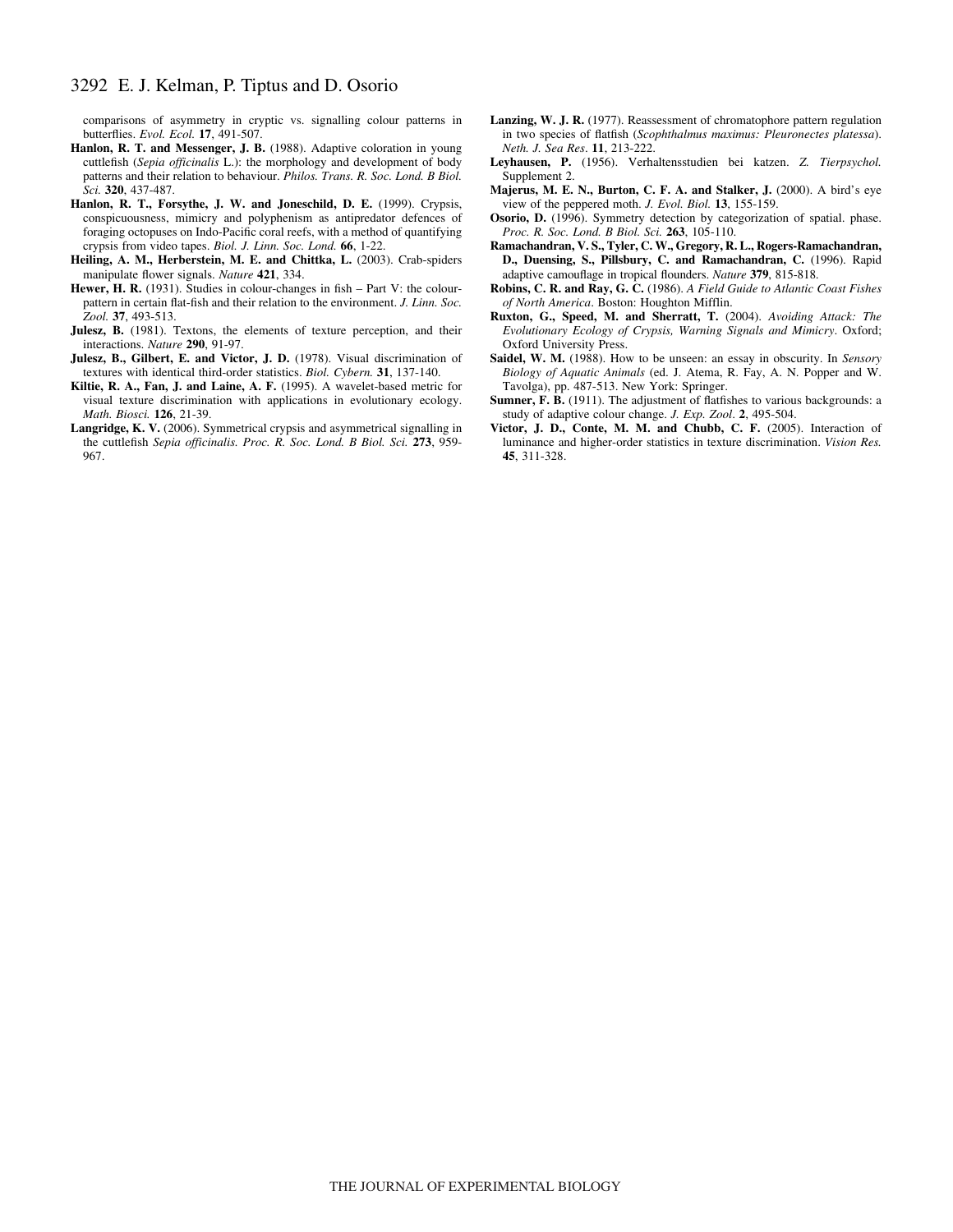comparisons of asymmetry in cryptic vs. signalling colour patterns in butterflies. *Evol. Ecol.* **17**, 491-507.

**Hanlon, R. T. and Messenger, J. B.** (1988). Adaptive coloration in young cuttlefish (*Sepia officinalis* L.): the morphology and development of body patterns and their relation to behaviour. *Philos. Trans. R. Soc. Lond. B Biol. Sci.* **320**, 437-487.

**Hanlon, R. T., Forsythe, J. W. and Joneschild, D. E.** (1999). Crypsis, conspicuousness, mimicry and polyphenism as antipredator defences of foraging octopuses on Indo-Pacific coral reefs, with a method of quantifying crypsis from video tapes. *Biol. J. Linn. Soc. Lond.* **66**, 1-22.

**Heiling, A. M., Herberstein, M. E. and Chittka, L.** (2003). Crab-spiders manipulate flower signals. *Nature* **421**, 334.

**Hewer, H. R.** (1931). Studies in colour-changes in fish – Part V: the colour-pattern in certain flat-fish and their relation to the environment. *J. Linn. Soc. Zool.* **37**, 493-513.

**Julesz, B.** (1981). Textons, the elements of texture perception, and their interactions. *Nature* **290**, 91-97.

**Julesz, B., Gilbert, E. and Victor, J. D.** (1978). Visual discrimination of textures with identical third-order statistics. *Biol. Cybern.* **31**, 137-140.

**Kiltie, R. A., Fan, J. and Laine, A. F.** (1995). A wavelet-based metric for visual texture discrimination with applications in evolutionary ecology. *Math. Biosci.* **126**, 21-39.

**Langridge, K. V.** (2006). Symmetrical crypsis and asymmetrical signalling in the cuttlefish *Sepia officinalis. Proc. R. Soc. Lond. B Biol. Sci.* **273**, 959-967.

**Lanzing, W. J. R.** (1977). Reassessment of chromatophore pattern regulation in two species of flatfish (*Scophthalmus maximus: Pleuronectes platessa*). *Neth. J. Sea Res.* **11**, 213-222.

**Leyhausen, P.** (1956). Verhaltensstudien bei katzen. *Z. Tierpsychol.* Supplement 2.

**Majerus, M. E. N., Burton, C. F. A. and Stalker, J.** (2000). A bird's eye view of the peppered moth. *J. Evol. Biol.* **13**, 155-159.

**Osorio, D.** (1996). Symmetry detection by categorization of spatial. phase. *Proc. R. Soc. Lond. B Biol. Sci.* **263**, 105-110.

**Ramachandran, V. S., Tyler, C. W., Gregory, R. L., Rogers-Ramachandran, D., Duensing, S., Pillsbury, C. and Ramachandran, C.** (1996). Rapid adaptive camouflage in tropical flounders. *Nature* **379**, 815-818.

**Robins, C. R. and Ray, G. C.** (1986). *A Field Guide to Atlantic Coast Fishes of North America*. Boston: Houghton Mifflin.

**Ruxton, G., Speed, M. and Sherratt, T.** (2004). *Avoiding Attack: The Evolutionary Ecology of Crypsis, Warning Signals and Mimicry*. Oxford; Oxford University Press.

**Saidel, W. M.** (1988). How to be unseen: an essay in obscurity. In *Sensory Biology of Aquatic Animals* (ed. J. Atema, R. Fay, A. N. Popper and W. Tavolga), pp. 487-513. New York: Springer.

**Sumner, F. B.** (1911). The adjustment of flatfishes to various backgrounds: a study of adaptive colour change. *J. Exp. Zool*. **2**, 495-504.

**Victor, J. D., Conte, M. M. and Chubb, C. F.** (2005). Interaction of luminance and higher-order statistics in texture discrimination. *Vision Res.* **45**, 311-328.